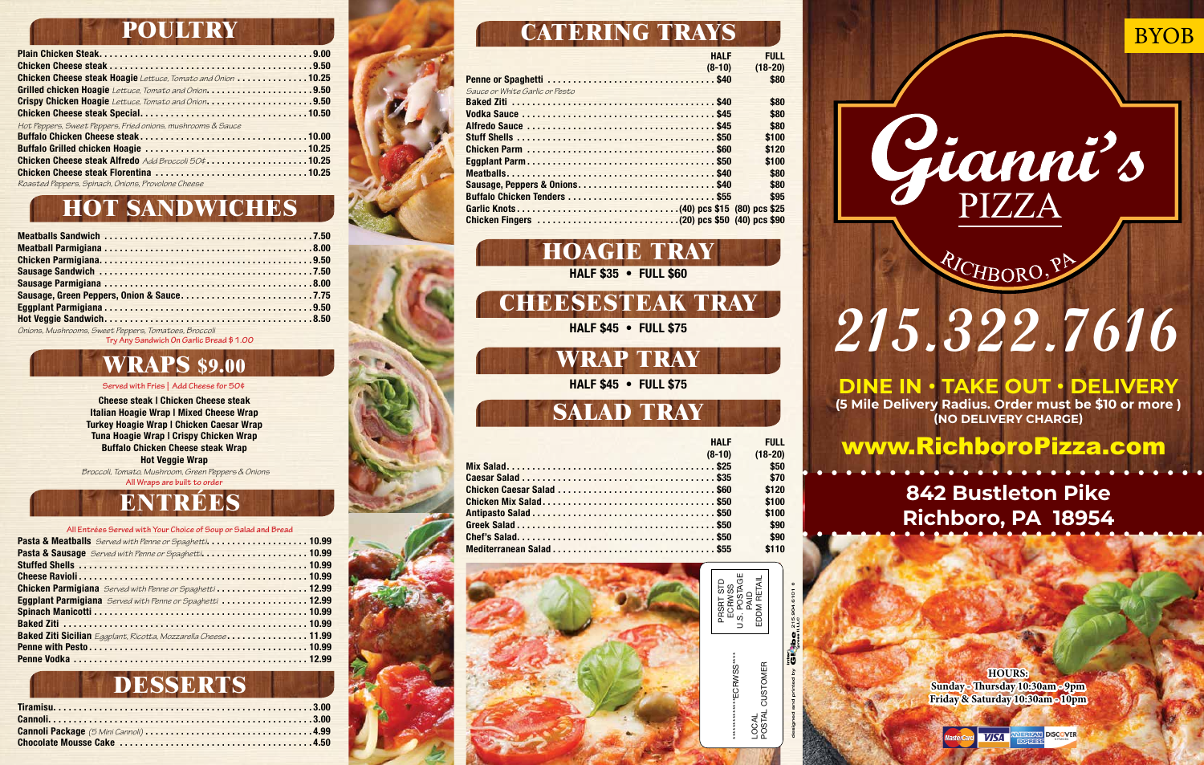## POULTRY

- Plain Chicken Steak........9.00
- Chicken Cheese steak........9.50
- Chicken Cheese steak Hoagie *Lettuce, Tomato and Onion*........10.25
- Grilled chicken Hoagie *Lettuce, Tomato and Onion.*........9.50
- Crispy Chicken Hoagie *Lettuce, Tomato and Onion.*........9.50
- Chicken Cheese steak Special........10.50

*Hot Peppers, Sweet Peppers, Fried onions, mushrooms & Sauce*

- Buffalo Chicken Cheese steak........10.00
- Buffalo Grilled chicken Hoagie........10.25
- Chicken Cheese steak Alfredo *Add Broccoli 50¢*........10.25
- Chicken Cheese steak Florentina........10.25

*Roasted Peppers, Spinach, Onions, Provolone Cheese*

## HOT SANDWICHES

- Meatballs Sandwich........7.50
- Meatball Parmigiana........8.00
- Chicken Parmigiana........9.50
- Sausage Sandwich........7.50
- Sausage Parmigiana........8.00
- Sausage, Green Peppers, Onion & Sauce........7.75
- Eggplant Parmigiana........9.50
- Hot Veggie Sandwich........8.50

*Onions, Mushrooms, Sweet Peppers, Tomatoes, Broccoli*

Try Any Sandwich On Garlic Bread $ 1.00

## WRAPS $9.00

Served with Fries | Add Cheese for 50¢

**Cheese steak | Chicken Cheese steak**
**Italian Hoagie Wrap | Mixed Cheese Wrap**
**Turkey Hoagie Wrap | Chicken Caesar Wrap**
**Tuna Hoagie Wrap | Crispy Chicken Wrap**
**Buffalo Chicken Cheese steak Wrap**
**Hot Veggie Wrap**

*Broccoli, Tomato, Mushroom, Green Peppers & Onions*

All Wraps are built to order

## ENTRÉES

All Entrées Served with Your Choice of Soup or Salad and Bread

- Pasta & Meatballs *Served with Penne or Spaghetti.*........10.99
- Pasta & Sausage *Served with Penne or Spaghetti.*........10.99
- Stuffed Shells........10.99
- Cheese Ravioli........10.99
- Chicken Parmigiana *Served with Penne or Spaghetti*........12.99
- Eggplant Parmigiana *Served with Penne or Spaghetti*........12.99
- Spinach Manicotti........10.99
- Baked Ziti........10.99
- Baked Ziti Sicilian *Eggplant, Ricotta, Mozzarella Cheese*........11.99
- Penne with Pesto........10.99
- Penne Vodka........12.99

## DESSERTS

- Tiramisu........3.00
- Cannoli........3.00
- Cannoli Package *(5 Mini Cannoli)*........4.99
- Chocolate Mousse Cake........4.50

## CATERING TRAYS

| | HALF (8-10) | FULL (18-20) |
|---|---|---|
| Penne or Spaghetti *Sauce or White Garlic or Pesto* | $40 | $80 |
| Baked Ziti | $40 | $80 |
| Vodka Sauce | $45 | $80 |
| Alfredo Sauce | $45 | $80 |
| Stuff Shells | $50 | $100 |
| Chicken Parm | $60 | $120 |
| Eggplant Parm | $50 | $100 |
| Meatballs | $40 | $80 |
| Sausage, Peppers & Onions | $40 | $80 |
| Buffalo Chicken Tenders | $55 | $95 |
| Garlic Knots | (40) pcs $15 | (80) pcs $25 |
| Chicken Fingers | (20) pcs $50 | (40) pcs $90 |

## HOAGIE TRAY

**HALF $35 • FULL $60**

## CHEESESTEAK TRAY

**HALF $45 • FULL $75**

## WRAP TRAY

**HALF $45 • FULL $75**

## SALAD TRAY

| | HALF (8-10) | FULL (18-20) |
|---|---|---|
| Mix Salad | $25 | $50 |
| Caesar Salad | $35 | $70 |
| Chicken Caesar Salad | $60 | $120 |
| Chicken Mix Salad | $50 | $100 |
| Antipasto Salad | $50 | $100 |
| Greek Salad | $50 | $90 |
| Chef's Salad | $50 | $90 |
| Mediterranean Salad | $55 | $110 |

PRSRT STD
ECRWSS
U.S. POSTAGE
PAID
EDDM RETAIL

**************ECRWSS****

LOCAL
POSTAL CUSTOMER

designed and printed by Globe 215.904.6101

BYOB

# Gianni's PIZZA

RICHBORO, PA

# 215.322.7616

**DINE IN • TAKE OUT • DELIVERY**

**(5 Mile Delivery Radius. Order must be $10 or more )**
**(NO DELIVERY CHARGE)**

**www.RichboroPizza.com**

**842 Bustleton Pike**
**Richboro, PA 18954**

**HOURS:**
**Sunday - Thursday 10:30am - 9pm**
**Friday & Saturday 10:30am - 10pm**

MasterCard VISA AMERICAN EXPRESS DISCOVER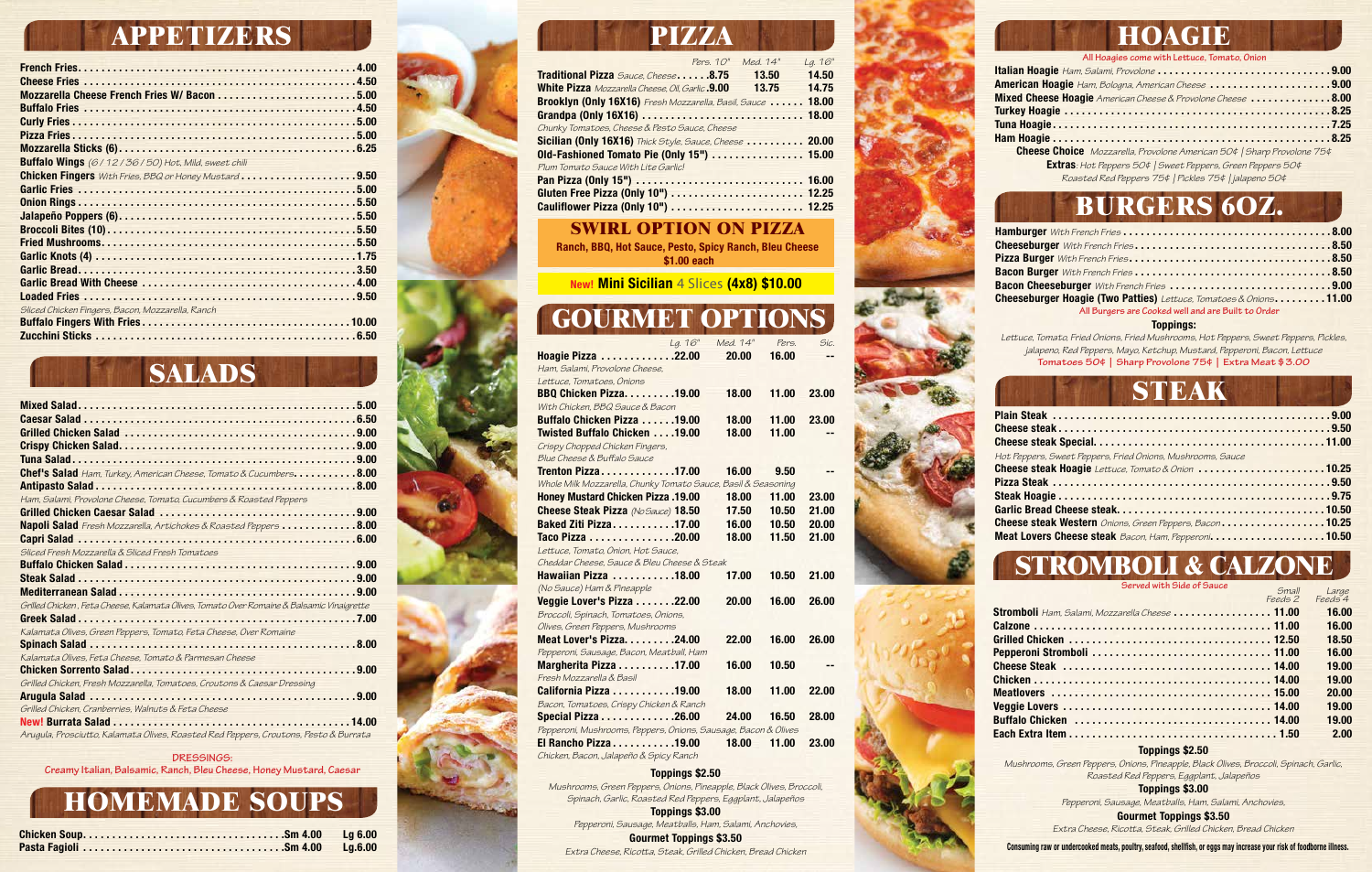# APPETIZERS

| | |
|---|---|
| French Fries | 4.00 |
| Cheese Fries | 4.50 |
| Mozzarella Cheese French Fries W/ Bacon | 5.00 |
| Buffalo Fries | 4.50 |
| Curly Fries | 5.00 |
| Pizza Fries | 5.00 |
| Mozzarella Sticks (6) | 6.25 |
| **Buffalo Wings** *(6 / 12 / 36 / 50) Hot, Mild, sweet chili* | |
| **Chicken Fingers** *With Fries, BBQ or Honey Mustard* | 9.50 |
| Garlic Fries | 5.00 |
| Onion Rings | 5.50 |
| Jalapeño Poppers (6) | 5.50 |
| Broccoli Bites (10) | 5.50 |
| Fried Mushrooms | 5.50 |
| Garlic Knots (4) | 1.75 |
| Garlic Bread | 3.50 |
| Garlic Bread With Cheese | 4.00 |
| **Loaded Fries** *Sliced Chicken Fingers, Bacon, Mozzarella, Ranch* | 9.50 |
| Buffalo Fingers With Fries | 10.00 |
| Zucchini Sticks | 6.50 |

# SALADS

| | |
|---|---|
| Mixed Salad | 5.00 |
| Caesar Salad | 6.50 |
| Grilled Chicken Salad | 9.00 |
| Crispy Chicken Salad | 9.00 |
| Tuna Salad | 9.00 |
| **Chef's Salad** *Ham, Turkey, American Cheese, Tomato & Cucumbers* | 8.00 |
| **Antipasto Salad** *Ham, Salami, Provolone Cheese, Tomato, Cucumbers & Roasted Peppers* | 8.00 |
| Grilled Chicken Caesar Salad | 9.00 |
| **Napoli Salad** *Fresh Mozzarella, Artichokes & Roasted Peppers* | 8.00 |
| **Capri Salad** *Sliced Fresh Mozzarella & Sliced Fresh Tomatoes* | 6.00 |
| Buffalo Chicken Salad | 9.00 |
| Steak Salad | 9.00 |
| **Mediterranean Salad** *Grilled Chicken, Feta Cheese, Kalamata Olives, Tomato Over Romaine & Balsamic Vinaigrette* | 9.00 |
| **Greek Salad** *Kalamata Olives, Green Peppers, Tomato, Feta Cheese, Over Romaine* | 7.00 |
| **Spinach Salad** *Kalamata Olives, Feta Cheese, Tomato & Parmesan Cheese* | 8.00 |
| **Chicken Sorrento Salad** *Grilled Chicken, Fresh Mozzarella, Tomatoes, Croutons & Caesar Dressing* | 9.00 |
| **Arugula Salad** *Grilled Chicken, Cranberries, Walnuts & Feta Cheese* | 9.00 |
| **New! Burrata Salad** *Arugula, Prosciutto, Kalamata Olives, Roasted Red Peppers, Croutons, Pesto & Burrata* | 14.00 |

DRESSINGS:
Creamy Italian, Balsamic, Ranch, Bleu Cheese, Honey Mustard, Caesar

# HOMEMADE SOUPS

| | Sm | Lg |
|---|---|---|
| Chicken Soup | 4.00 | 6.00 |
| Pasta Fagioli | 4.00 | 6.00 |

# PIZZA

| | Pers. 10" | Med. 14" | Lg. 16" |
|---|---|---|---|
| **Traditional Pizza** *Sauce, Cheese* | 8.75 | 13.50 | 14.50 |
| **White Pizza** *Mozzarella Cheese, Oil, Garlic* | 9.00 | 13.75 | 14.75 |
| **Brooklyn (Only 16X16)** *Fresh Mozzarella, Basil, Sauce* | | | 18.00 |
| **Grandpa (Only 16X16)** *Chunky Tomatoes, Cheese & Pesto Sauce, Cheese* | | | 18.00 |
| **Sicilian (Only 16X16)** *Thick Style, Sauce, Cheese* | | | 20.00 |
| **Old-Fashioned Tomato Pie (Only 15")** *Plum Tomato Sauce With Lite Garlic!* | | | 15.00 |
| **Pan Pizza (Only 15")** | | | 16.00 |
| **Gluten Free Pizza (Only 10")** | | | 12.25 |
| **Cauliflower Pizza (Only 10")** | | | 12.25 |

## SWIRL OPTION ON PIZZA

Ranch, BBQ, Hot Sauce, Pesto, Spicy Ranch, Bleu Cheese
$1.00 each

**New! Mini Sicilian** 4 Slices **(4x8) $10.00**

# GOURMET OPTIONS

| | Lg. 16" | Med. 14" | Pers. | Sic. |
|---|---|---|---|---|
| **Hoagie Pizza** *Ham, Salami, Provolone Cheese, Lettuce, Tomatoes, Onions* | 22.00 | 20.00 | 16.00 | -- |
| **BBQ Chicken Pizza** *With Chicken, BBQ Sauce & Bacon* | 19.00 | 18.00 | 11.00 | 23.00 |
| **Buffalo Chicken Pizza** | 19.00 | 18.00 | 11.00 | 23.00 |
| **Twisted Buffalo Chicken** *Crispy Chopped Chicken Fingers, Blue Cheese & Buffalo Sauce* | 19.00 | 18.00 | 11.00 | -- |
| **Trenton Pizza** *Whole Milk Mozzarella, Chunky Tomato Sauce, Basil & Seasoning* | 17.00 | 16.00 | 9.50 | -- |
| **Honey Mustard Chicken Pizza** | 19.00 | 18.00 | 11.00 | 23.00 |
| **Cheese Steak Pizza** *(No Sauce)* | 18.50 | 17.50 | 10.50 | 21.00 |
| **Baked Ziti Pizza** | 17.00 | 16.00 | 10.50 | 20.00 |
| **Taco Pizza** *Lettuce, Tomato, Onion, Hot Sauce, Cheddar Cheese, Sauce & Bleu Cheese & Steak* | 20.00 | 18.00 | 11.50 | 21.00 |
| **Hawaiian Pizza** *(No Sauce) Ham & Pineapple* | 18.00 | 17.00 | 10.50 | 21.00 |
| **Veggie Lover's Pizza** *Broccoli, Spinach, Tomatoes, Onions, Olives, Green Peppers, Mushrooms* | 22.00 | 20.00 | 16.00 | 26.00 |
| **Meat Lover's Pizza** *Pepperoni, Sausage, Bacon, Meatball, Ham* | 24.00 | 22.00 | 16.00 | 26.00 |
| **Margherita Pizza** *Fresh Mozzarella & Basil* | 17.00 | 16.00 | 10.50 | -- |
| **California Pizza** *Bacon, Tomatoes, Crispy Chicken & Ranch* | 19.00 | 18.00 | 11.00 | 22.00 |
| **Special Pizza** *Pepperoni, Mushrooms, Peppers, Onions, Sausage, Bacon & Olives* | 26.00 | 24.00 | 16.50 | 28.00 |
| **El Rancho Pizza** *Chicken, Bacon, Jalapeño & Spicy Ranch* | 19.00 | 18.00 | 11.00 | 23.00 |

**Toppings $2.50**
*Mushrooms, Green Peppers, Onions, Pineapple, Black Olives, Broccoli, Spinach, Garlic, Roasted Red Peppers, Eggplant, Jalapeños*

**Toppings $3.00**
*Pepperoni, Sausage, Meatballs, Ham, Salami, Anchovies,*

**Gourmet Toppings $3.50**
*Extra Cheese, Ricotta, Steak, Grilled Chicken, Bread Chicken*

# HOAGIE

All Hoagies come with Lettuce, Tomato, Onion

| | |
|---|---|
| **Italian Hoagie** *Ham, Salami, Provolone* | 9.00 |
| **American Hoagie** *Ham, Bologna, American Cheese* | 9.00 |
| **Mixed Cheese Hoagie** *American Cheese & Provolone Cheese* | 8.00 |
| Turkey Hoagie | 8.25 |
| Tuna Hoagie | 7.25 |
| Ham Hoagie | 8.25 |

**Cheese Choice** *Mozzarella, Provolone American 50¢ | Sharp Provolone 75¢*

**Extras:** *Hot Peppers 50¢ | Sweet Peppers, Green Peppers 50¢ Roasted Red Peppers 75¢ | Pickles 75¢ | Jalapeno 50¢*

# BURGERS 6OZ.

| | |
|---|---|
| **Hamburger** *With French Fries* | 8.00 |
| **Cheeseburger** *With French Fries* | 8.50 |
| **Pizza Burger** *With French Fries* | 8.50 |
| **Bacon Burger** *With French Fries* | 8.50 |
| **Bacon Cheeseburger** *With French Fries* | 9.00 |
| **Cheeseburger Hoagie (Two Patties)** *Lettuce, Tomatoes & Onions* | 11.00 |

All Burgers are Cooked well and are Built to Order

**Toppings:**
*Lettuce, Tomato, Fried Onions, Fried Mushrooms, Hot Peppers, Sweet Peppers, Pickles, jalapeno, Red Peppers, Mayo, Ketchup, Mustard, Pepperoni, Bacon, Lettuce*
Tomatoes 50¢ | Sharp Provolone 75¢ | Extra Meat $3.00

# STEAK

| | |
|---|---|
| Plain Steak | 9.00 |
| Cheese steak | 9.50 |
| **Cheese steak Special** *Hot Peppers, Sweet Peppers, Fried Onions, Mushrooms, Sauce* | 11.00 |
| **Cheese steak Hoagie** *Lettuce, Tomato & Onion* | 10.25 |
| Pizza Steak | 9.50 |
| Steak Hoagie | 9.75 |
| Garlic Bread Cheese steak | 10.50 |
| **Cheese steak Western** *Onions, Green Peppers, Bacon* | 10.25 |
| **Meat Lovers Cheese steak** *Bacon, Ham, Pepperoni* | 10.50 |

# STROMBOLI & CALZONE

Served with Side of Sauce

| | Small Feeds 2 | Large Feeds 4 |
|---|---|---|
| **Stromboli** *Ham, Salami, Mozzarella Cheese* | 11.00 | 16.00 |
| Calzone | 11.00 | 16.00 |
| Grilled Chicken | 12.50 | 18.50 |
| Pepperoni Stromboli | 11.00 | 16.00 |
| Cheese Steak | 14.00 | 19.00 |
| Chicken | 14.00 | 19.00 |
| Meatlovers | 15.00 | 20.00 |
| Veggie Lovers | 14.00 | 19.00 |
| Buffalo Chicken | 14.00 | 19.00 |
| Each Extra Item | 1.50 | 2.00 |

**Toppings $2.50**
*Mushrooms, Green Peppers, Onions, Pineapple, Black Olives, Broccoli, Spinach, Garlic, Roasted Red Peppers, Eggplant, Jalapeños*

**Toppings $3.00**
*Pepperoni, Sausage, Meatballs, Ham, Salami, Anchovies,*

**Gourmet Toppings $3.50**
*Extra Cheese, Ricotta, Steak, Grilled Chicken, Bread Chicken*

Consuming raw or undercooked meats, poultry, seafood, shellfish, or eggs may increase your risk of foodborne illness.